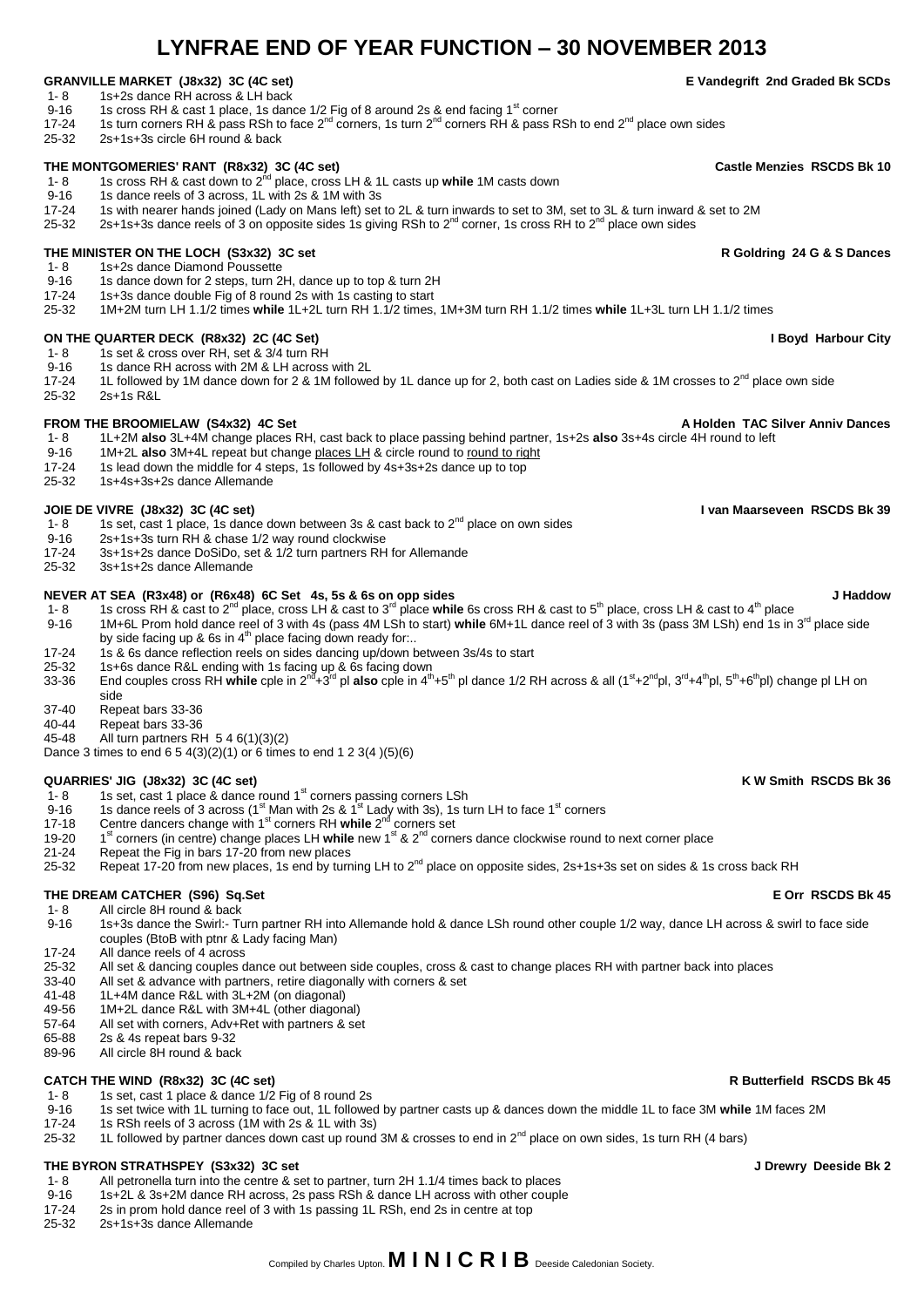# LYNFRAE END OF YEAR FUNCTION – 30 NOVEMBER 2013

### GRANVILLE MARKET (J8x32) 3C (4C set) — E Vandegrift 2nd Graded Bk SCDs

- 1- 8 1s+2s dance RH across & LH back
- 9-16 1s cross RH & cast 1 place, 1s dance 1/2 Fig of 8 around 2s & end facing 1st corner
- 17-24 1s turn corners RH & pass RSh to face 2nd corners, 1s turn 2nd corners RH & pass RSh to end 2nd place own sides
- 25-32 2s+1s+3s circle 6H round & back

### THE MONTGOMERIES' RANT (R8x32) 3C (4C set) — Castle Menzies RSCDS Bk 10

- 1- 8 1s cross RH & cast down to 2nd place, cross LH & 1L casts up **while** 1M casts down
- 9-16 1s dance reels of 3 across, 1L with 2s & 1M with 3s
- 17-24 1s with nearer hands joined (Lady on Mans left) set to 2L & turn inwards to set to 3M, set to 3L & turn inward & set to 2M
- 25-32 2s+1s+3s dance reels of 3 on opposite sides 1s giving RSh to 2nd corner, 1s cross RH to 2nd place own sides

### THE MINISTER ON THE LOCH (S3x32) 3C set — R Goldring 24 G & S Dances

- 1- 8 1s+2s dance Diamond Poussette
- 9-16 1s dance down for 2 steps, turn 2H, dance up to top & turn 2H
- 17-24 1s+3s dance double Fig of 8 round 2s with 1s casting to start
- 25-32 1M+2M turn LH 1.1/2 times **while** 1L+2L turn RH 1.1/2 times, 1M+3M turn RH 1.1/2 times **while** 1L+3L turn LH 1.1/2 times

### ON THE QUARTER DECK (R8x32) 2C (4C Set) — I Boyd Harbour City

- 1- 8 1s set & cross over RH, set & 3/4 turn RH
- 9-16 1s dance RH across with 2M & LH across with 2L
- 17-24 1L followed by 1M dance down for 2 & 1M followed by 1L dance up for 2, both cast on Ladies side & 1M crosses to 2nd place own side
- 25-32 2s+1s R&L

### FROM THE BROOMIELAW (S4x32) 4C Set — A Holden TAC Silver Anniv Dances

- 1- 8 1L+2M **also** 3L+4M change places RH, cast back to place passing behind partner, 1s+2s **also** 3s+4s circle 4H round to left
- 9-16 1M+2L **also** 3M+4L repeat but change places LH & circle round to round to right
- 17-24 1s lead down the middle for 4 steps, 1s followed by 4s+3s+2s dance up to top
- 25-32 1s+4s+3s+2s dance Allemande

### JOIE DE VIVRE (J8x32) 3C (4C set) — I van Maarseveen RSCDS Bk 39

- 1- 8 1s set, cast 1 place, 1s dance down between 3s & cast back to 2nd place on own sides
- 9-16 2s+1s+3s turn RH & chase 1/2 way round clockwise
- 17-24 3s+1s+2s dance DoSiDo, set & 1/2 turn partners RH for Allemande
- 25-32 3s+1s+2s dance Allemande

### NEVER AT SEA (R3x48) or (R6x48) 6C Set 4s, 5s & 6s on opp sides — J Haddow

- 1- 8 1s cross RH & cast to 2nd place, cross LH & cast to 3rd place **while** 6s cross RH & cast to 5th place, cross LH & cast to 4th place
- 9-16 1M+6L Prom hold dance reel of 3 with 4s (pass 4M LSh to start) **while** 6M+1L dance reel of 3 with 3s (pass 3M LSh) end 1s in 3rd place side by side facing up & 6s in 4th place facing down ready for:..
- 17-24 1s & 6s dance reflection reels on sides dancing up/down between 3s/4s to start
- 25-32 1s+6s dance R&L ending with 1s facing up & 6s facing down
- 33-36 End couples cross RH **while** cple in 2nd+3rd pl **also** cple in 4th+5th pl dance 1/2 RH across & all (1st+2ndpl, 3rd+4thpl, 5th+6thpl) change pl LH on side
- 37-40 Repeat bars 33-36
- 40-44 Repeat bars 33-36
- 45-48 All turn partners RH 5 4 6(1)(3)(2)

Dance 3 times to end 6 5 4(3)(2)(1) or 6 times to end 1 2 3(4 )(5)(6)

### QUARRIES' JIG (J8x32) 3C (4C set) — K W Smith RSCDS Bk 36

- 1- 8 1s set, cast 1 place & dance round 1st corners passing corners LSh
- 9-16 1s dance reels of 3 across (1st Man with 2s & 1st Lady with 3s), 1s turn LH to face 1st corners
- 17-18 Centre dancers change with 1st corners RH **while** 2nd corners set
- 19-20 1st corners (in centre) change places LH **while** new 1st & 2nd corners dance clockwise round to next corner place
- 21-24 Repeat the Fig in bars 17-20 from new places
- 25-32 Repeat 17-20 from new places, 1s end by turning LH to 2nd place on opposite sides, 2s+1s+3s set on sides & 1s cross back RH

### THE DREAM CATCHER (S96) Sq.Set — E Orr RSCDS Bk 45

- 1- 8 All circle 8H round & back
- 9-16 1s+3s dance the Swirl:- Turn partner RH into Allemande hold & dance LSh round other couple 1/2 way, dance LH across & swirl to face side couples (BtoB with ptnr & Lady facing Man)
- 17-24 All dance reels of 4 across
- 25-32 All set & dancing couples dance out between side couples, cross & cast to change places RH with partner back into places
- 33-40 All set & advance with partners, retire diagonally with corners & set
- 41-48 1L+4M dance R&L with 3L+2M (on diagonal)
- 49-56 1M+2L dance R&L with 3M+4L (other diagonal)
- 57-64 All set with corners, Adv+Ret with partners & set
- 65-88 2s & 4s repeat bars 9-32
- 89-96 All circle 8H round & back

### CATCH THE WIND (R8x32) 3C (4C set) — R Butterfield RSCDS Bk 45

- 1- 8 1s set, cast 1 place & dance 1/2 Fig of 8 round 2s
- 9-16 1s set twice with 1L turning to face out, 1L followed by partner casts up & dances down the middle 1L to face 3M **while** 1M faces 2M
- 17-24 1s RSh reels of 3 across (1M with 2s & 1L with 3s)
- 25-32 1L followed by partner dances down cast up round 3M & crosses to end in 2nd place on own sides, 1s turn RH (4 bars)

### THE BYRON STRATHSPEY (S3x32) 3C set — J Drewry Deeside Bk 2

- 1- 8 All petronella turn into the centre & set to partner, turn 2H 1.1/4 times back to places
- 9-16 1s+2L & 3s+2M dance RH across, 2s pass RSh & dance LH across with other couple
- 17-24 2s in prom hold dance reel of 3 with 1s passing 1L RSh, end 2s in centre at top
- 25-32 2s+1s+3s dance Allemande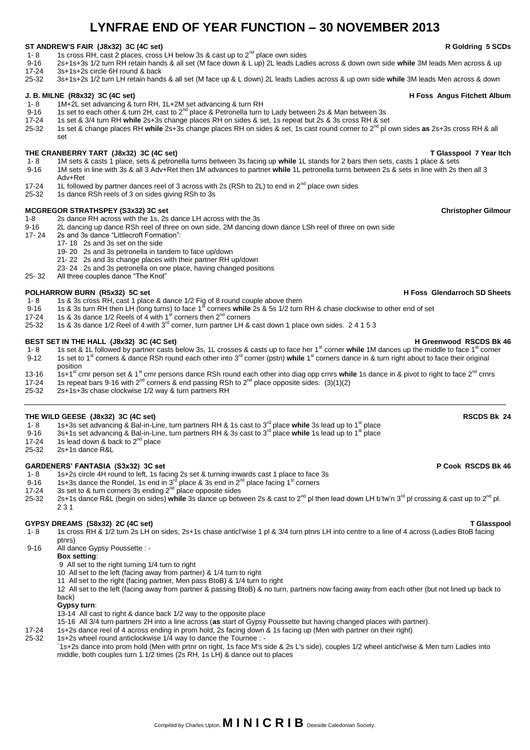# LYNFRAE END OF YEAR FUNCTION – 30 NOVEMBER 2013

**ST ANDREW'S FAIR (J8x32) 3C (4C set)** **R Goldring 5 SCDs**

- 1- 8 1s cross RH, cast 2 places, cross LH below 3s & cast up to 2nd place own sides
- 9-16 2s+1s+3s 1/2 turn RH retain hands & all set (M face down & L up) 2L leads Ladies across & down own side **while** 3M leads Men across & up
- 17-24 3s+1s+2s circle 6H round & back
- 25-32 3s+1s+2s 1/2 turn LH retain hands & all set (M face up & L down) 2L leads Ladies across & up own side **while** 3M leads Men across & down

**J. B. MILNE (R8x32) 3C (4C set)** **H Foss Angus Fitchett Album**

- 1- 8 1M+2L set advancing & turn RH, 1L+2M set advancing & turn RH
- 9-16 1s set to each other & turn 2H, cast to 2nd place & Petronella turn to Lady between 2s & Man between 3s
- 17-24 1s set & 3/4 turn RH **while** 2s+3s change places RH on sides & set, 1s repeat but 2s & 3s cross RH & set
- 25-32 1s set & change places RH **while** 2s+3s change places RH on sides & set, 1s cast round corner to 2nd pl own sides **as** 2s+3s cross RH & all set

**THE CRANBERRY TART (J8x32) 3C (4C set)** **T Glasspool 7 Year Itch**

- 1- 8 1M sets & casts 1 place, sets & petronella turns between 3s facing up **while** 1L stands for 2 bars then sets, casts 1 place & sets
- 9-16 1M sets in line with 3s & all 3 Adv+Ret then 1M advances to partner **while** 1L petronella turns between 2s & sets in line with 2s then all 3 Adv+Ret
- 17-24 1L followed by partner dances reel of 3 across with 2s (RSh to 2L) to end in 2nd place own sides
- 25-32 1s dance RSh reels of 3 on sides giving RSh to 3s

**MCGREGOR STRATHSPEY (S3x32) 3C set** **Christopher Gilmour**

- 1-8 2s dance RH across with the 1s, 2s dance LH across with the 3s
- 9-16 2L dancing up dance RSh reel of three on own side, 2M dancing down dance LSh reel of three on own side
- 17- 24 2s and 3s dance "Littlecroft Formation":
  - 17- 18 2s and 3s set on the side
  - 19- 20 2s and 3s petronella in tandem to face up/down
  - 21- 22 2s and 3s change places with their partner RH up/down
  - 23- 24 2s and 3s petronella on one place, having changed positions
- 25- 32 All three couples dance "The Knot"

**POLHARROW BURN (R5x32) 5C set** **H Foss Glendarroch SD Sheets**

- 1- 8 1s & 3s cross RH, cast 1 place & dance 1/2 Fig of 8 round couple above them
- 9-16 1s & 3s turn RH then LH (long turns) to face 1st corners **while** 2s & 5s 1/2 turn RH & chase clockwise to other end of set
- 17-24 1s & 3s dance 1/2 Reels of 4 with 1st corners then 2nd corners
- 25-32 1s & 3s dance 1/2 Reel of 4 with 3rd corner, turn partner LH & cast down 1 place own sides. 2 4 1 5 3

**BEST SET IN THE HALL (J8x32) 3C (4C Set)** **H Greenwood RSCDS Bk 46**

- 1- 8 1s set & 1L followed by partner casts below 3s, 1L crosses & casts up to face her 1st corner **while** 1M dances up the middle to face 1st corner
- 9-12 1s set to 1st corners & dance RSh round each other into 3rd corner (pstn) **while** 1st corners dance in & turn right about to face their original position
- 13-16 1s+1st crnr person set & 1st crnr persons dance RSh round each other into diag opp crnrs **while** 1s dance in & pivot to right to face 2nd crnrs
- 17-24 1s repeat bars 9-16 with 2nd corners & end passing RSh to 2nd place opposite sides. (3)(1)(2)
- 25-32 2s+1s+3s chase clockwise 1/2 way & turn partners RH

---

**THE WILD GEESE (J8x32) 3C (4C set)** **RSCDS Bk 24**

- 1- 8 1s+3s set advancing & Bal-in-Line, turn partners RH & 1s cast to 3rd place **while** 3s lead up to 1st place
- 9-16 3s+1s set advancing & Bal-in-Line, turn partners RH & 3s cast to 3rd place **while** 1s lead up to 1st place
- 17-24 1s lead down & back to 2nd place
- 25-32 2s+1s dance R&L

**GARDENERS' FANTASIA (S3x32) 3C set** **P Cook RSCDS Bk 46**

- 1- 8 1s+2s circle 4H round to left, 1s facing 2s set & turning inwards cast 1 place to face 3s
- 9-16 1s+3s dance the Rondel, 1s end in 3rd place & 3s end in 2nd place facing 1st corners
- 17-24 3s set to & turn corners 3s ending 2nd place opposite sides
- 25-32 2s+1s dance R&L (begin on sides) **while** 3s dance up between 2s & cast to 2nd pl then lead down LH b'tw'n 3rd pl crossing & cast up to 2nd pl. 2 3 1

**GYPSY DREAMS (S8x32) 2C (4C set)** **T Glasspool**

- 1- 8 1s cross RH & 1/2 turn 2s LH on sides, 2s+1s chase anticl'wise 1 pl & 3/4 turn ptnrs LH into centre to a line of 4 across (Ladies BtoB facing ptnrs)
- 9-16 All dance Gypsy Poussette : -
  
  **Box setting**:
  - 9 All set to the right turning 1/4 turn to right
  - 10 All set to the left (facing away from partner) & 1/4 turn to right
  - 11 All set to the right (facing partner, Men pass BtoB) & 1/4 turn to right
  - 12 All set to the left (facing away from partner & passing BtoB) & no turn, partners now facing away from each other (but not lined up back to back)
  
  **Gypsy turn**:
  - 13-14 All cast to right & dance back 1/2 way to the opposite place
  - 15-16 All 3/4 turn partners 2H into a line across (**as** start of Gypsy Poussette but having changed places with partner).
- 17-24 1s+2s dance reel of 4 across ending in prom hold, 2s facing down & 1s facing up (Men with partner on their right)
- 25-32 1s+2s wheel round anticlockwise 1/4 way to dance the Tournee : -
  `1s+2s dance into prom hold (Men with prtnr on right, 1s face M's side & 2s L's side), couples 1/2 wheel anticl'wise & Men turn Ladies into middle, both couples turn 1.1/2 times (2s RH, 1s LH) & dance out to places

Compiled by Charles Upton. **M I N I C R I B** Deeside Caledonian Society.